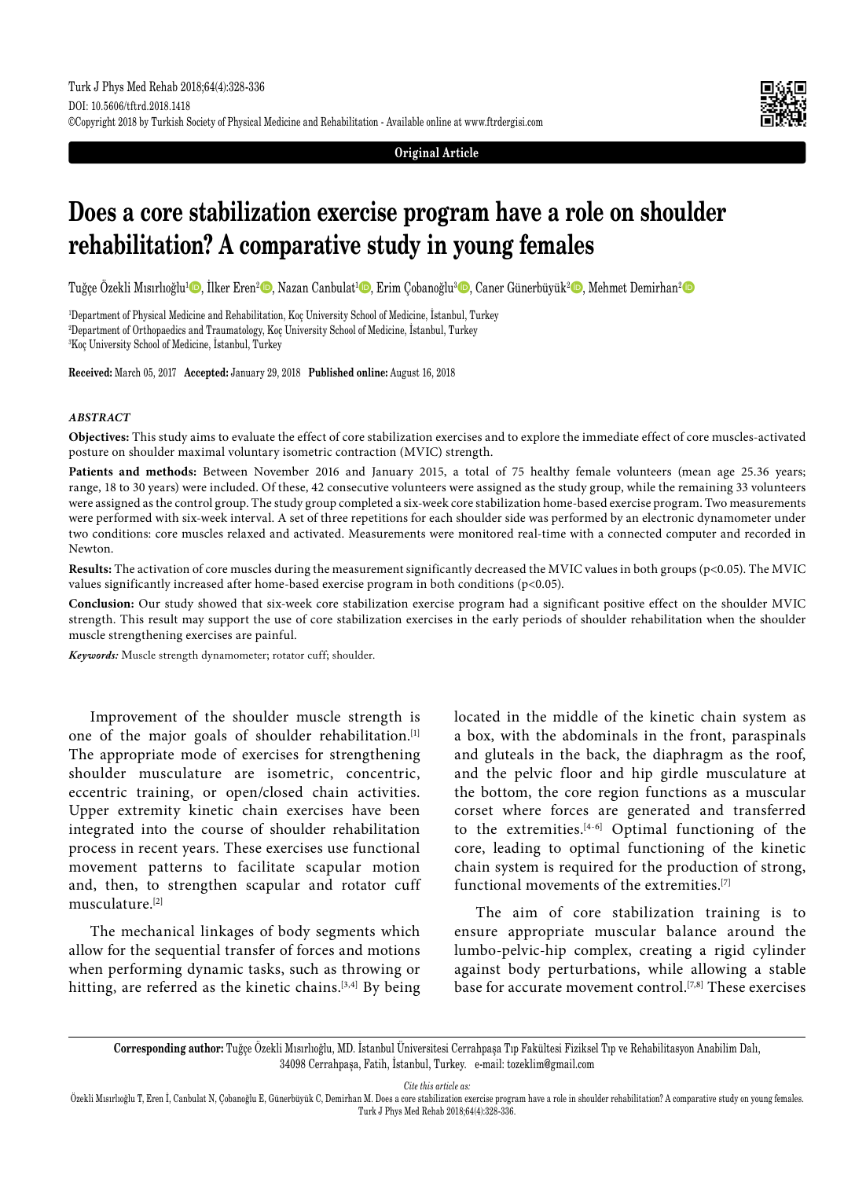Original Article

# Does a core stabilization exercise program have a role on shoulder rehabilitation? A comparative study in young females

Tuğçe Özekli Mısırlıoğlu[1], İlker Eren[2], Nazan Canbulat[1], Erim Çobanoğlu[3], Caner Günerbüyük[2], Mehmet Demirhan[2]

[1]Department of Physical Medicine and Rehabilitation, Koç University School of Medicine, İstanbul, Turkey
[2]Department of Orthopaedics and Traumatology, Koç University School of Medicine, İstanbul, Turkey
[3]Koç University School of Medicine, İstanbul, Turkey

**Received:** March 05, 2017 **Accepted:** January 29, 2018 **Published online:** August 16, 2018

## *ABSTRACT*

**Objectives:** This study aims to evaluate the effect of core stabilization exercises and to explore the immediate effect of core muscles-activated posture on shoulder maximal voluntary isometric contraction (MVIC) strength.

**Patients and methods:** Between November 2016 and January 2015, a total of 75 healthy female volunteers (mean age 25.36 years; range, 18 to 30 years) were included. Of these, 42 consecutive volunteers were assigned as the study group, while the remaining 33 volunteers were assigned as the control group. The study group completed a six-week core stabilization home-based exercise program. Two measurements were performed with six-week interval. A set of three repetitions for each shoulder side was performed by an electronic dynamometer under two conditions: core muscles relaxed and activated. Measurements were monitored real-time with a connected computer and recorded in Newton.

**Results:** The activation of core muscles during the measurement significantly decreased the MVIC values in both groups ($p<0.05$). The MVIC values significantly increased after home-based exercise program in both conditions ($p<0.05$).

**Conclusion:** Our study showed that six-week core stabilization exercise program had a significant positive effect on the shoulder MVIC strength. This result may support the use of core stabilization exercises in the early periods of shoulder rehabilitation when the shoulder muscle strengthening exercises are painful.

***Keywords:*** Muscle strength dynamometer; rotator cuff; shoulder.

Improvement of the shoulder muscle strength is one of the major goals of shoulder rehabilitation.[1] The appropriate mode of exercises for strengthening shoulder musculature are isometric, concentric, eccentric training, or open/closed chain activities. Upper extremity kinetic chain exercises have been integrated into the course of shoulder rehabilitation process in recent years. These exercises use functional movement patterns to facilitate scapular motion and, then, to strengthen scapular and rotator cuff musculature.[2]

The mechanical linkages of body segments which allow for the sequential transfer of forces and motions when performing dynamic tasks, such as throwing or hitting, are referred as the kinetic chains.[3,4] By being located in the middle of the kinetic chain system as a box, with the abdominals in the front, paraspinals and gluteals in the back, the diaphragm as the roof, and the pelvic floor and hip girdle musculature at the bottom, the core region functions as a muscular corset where forces are generated and transferred to the extremities.[4-6] Optimal functioning of the core, leading to optimal functioning of the kinetic chain system is required for the production of strong, functional movements of the extremities.[7]

The aim of core stabilization training is to ensure appropriate muscular balance around the lumbo-pelvic-hip complex, creating a rigid cylinder against body perturbations, while allowing a stable base for accurate movement control.[7,8] These exercises

**Corresponding author:** Tuğçe Özekli Mısırlıoğlu, MD. İstanbul Üniversitesi Cerrahpaşa Tıp Fakültesi Fiziksel Tıp ve Rehabilitasyon Anabilim Dalı, 34098 Cerrahpaşa, Fatih, İstanbul, Turkey. e-mail: tozeklim@gmail.com

*Cite this article as:*
Özekli Mısırlıoğlu T, Eren İ, Canbulat N, Çobanoğlu E, Günerbüyük C, Demirhan M. Does a core stabilization exercise program have a role in shoulder rehabilitation? A comparative study on young females. Turk J Phys Med Rehab 2018;64(4):328-336.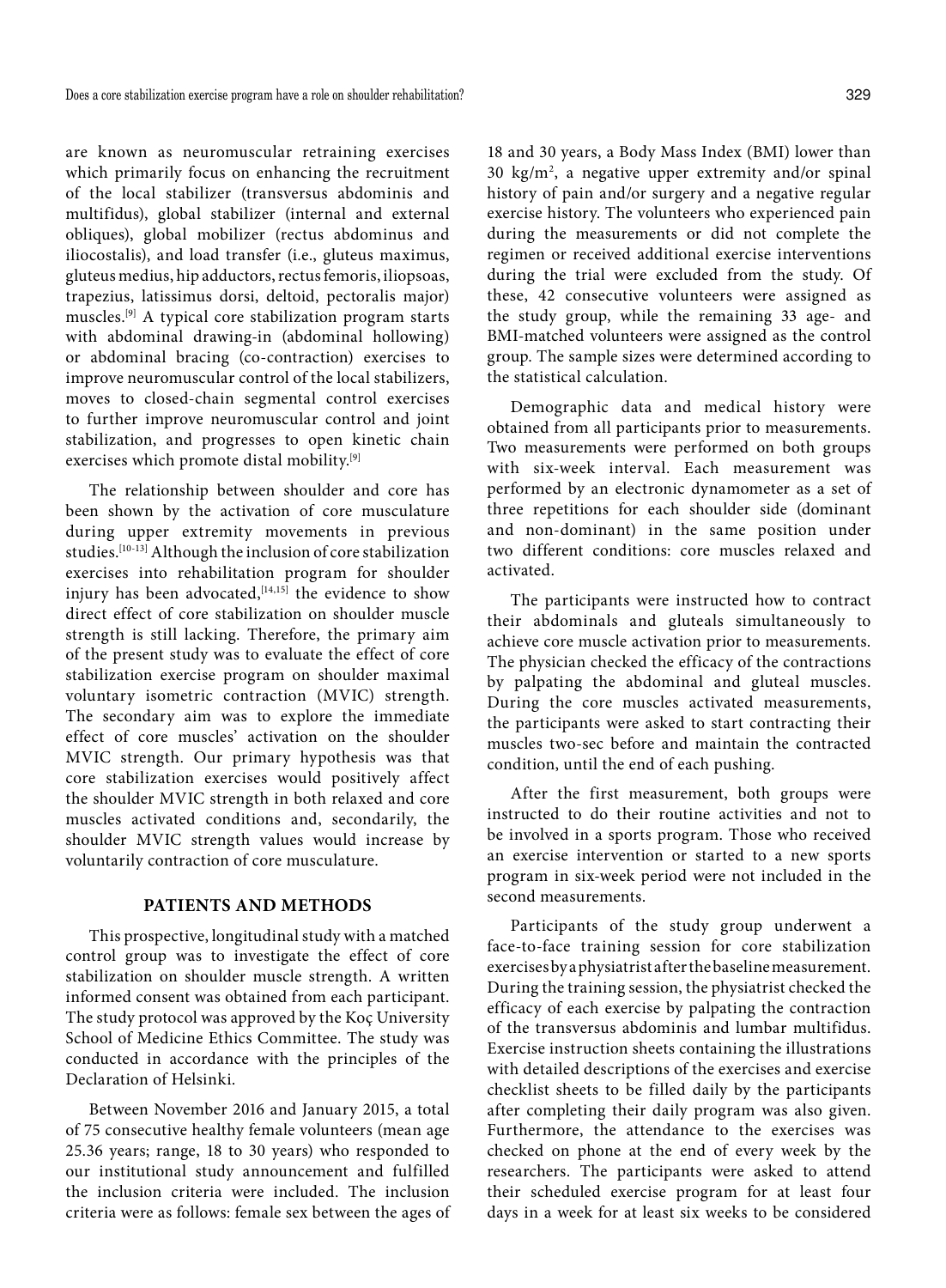are known as neuromuscular retraining exercises which primarily focus on enhancing the recruitment of the local stabilizer (transversus abdominis and multifidus), global stabilizer (internal and external obliques), global mobilizer (rectus abdominus and iliocostalis), and load transfer (i.e., gluteus maximus, gluteus medius, hip adductors, rectus femoris, iliopsoas, trapezius, latissimus dorsi, deltoid, pectoralis major) muscles.[9] A typical core stabilization program starts with abdominal drawing-in (abdominal hollowing) or abdominal bracing (co-contraction) exercises to improve neuromuscular control of the local stabilizers, moves to closed-chain segmental control exercises to further improve neuromuscular control and joint stabilization, and progresses to open kinetic chain exercises which promote distal mobility.[9]

The relationship between shoulder and core has been shown by the activation of core musculature during upper extremity movements in previous studies.[10-13] Although the inclusion of core stabilization exercises into rehabilitation program for shoulder injury has been advocated,[14,15] the evidence to show direct effect of core stabilization on shoulder muscle strength is still lacking. Therefore, the primary aim of the present study was to evaluate the effect of core stabilization exercise program on shoulder maximal voluntary isometric contraction (MVIC) strength. The secondary aim was to explore the immediate effect of core muscles' activation on the shoulder MVIC strength. Our primary hypothesis was that core stabilization exercises would positively affect the shoulder MVIC strength in both relaxed and core muscles activated conditions and, secondarily, the shoulder MVIC strength values would increase by voluntarily contraction of core musculature.

## PATIENTS AND METHODS

This prospective, longitudinal study with a matched control group was to investigate the effect of core stabilization on shoulder muscle strength. A written informed consent was obtained from each participant. The study protocol was approved by the Koç University School of Medicine Ethics Committee. The study was conducted in accordance with the principles of the Declaration of Helsinki.

Between November 2016 and January 2015, a total of 75 consecutive healthy female volunteers (mean age 25.36 years; range, 18 to 30 years) who responded to our institutional study announcement and fulfilled the inclusion criteria were included. The inclusion criteria were as follows: female sex between the ages of 18 and 30 years, a Body Mass Index (BMI) lower than 30 $kg/m^2$, a negative upper extremity and/or spinal history of pain and/or surgery and a negative regular exercise history. The volunteers who experienced pain during the measurements or did not complete the regimen or received additional exercise interventions during the trial were excluded from the study. Of these, 42 consecutive volunteers were assigned as the study group, while the remaining 33 age- and BMI-matched volunteers were assigned as the control group. The sample sizes were determined according to the statistical calculation.

Demographic data and medical history were obtained from all participants prior to measurements. Two measurements were performed on both groups with six-week interval. Each measurement was performed by an electronic dynamometer as a set of three repetitions for each shoulder side (dominant and non-dominant) in the same position under two different conditions: core muscles relaxed and activated.

The participants were instructed how to contract their abdominals and gluteals simultaneously to achieve core muscle activation prior to measurements. The physician checked the efficacy of the contractions by palpating the abdominal and gluteal muscles. During the core muscles activated measurements, the participants were asked to start contracting their muscles two-sec before and maintain the contracted condition, until the end of each pushing.

After the first measurement, both groups were instructed to do their routine activities and not to be involved in a sports program. Those who received an exercise intervention or started to a new sports program in six-week period were not included in the second measurements.

Participants of the study group underwent a face-to-face training session for core stabilization exercises by a physiatrist after the baseline measurement. During the training session, the physiatrist checked the efficacy of each exercise by palpating the contraction of the transversus abdominis and lumbar multifidus. Exercise instruction sheets containing the illustrations with detailed descriptions of the exercises and exercise checklist sheets to be filled daily by the participants after completing their daily program was also given. Furthermore, the attendance to the exercises was checked on phone at the end of every week by the researchers. The participants were asked to attend their scheduled exercise program for at least four days in a week for at least six weeks to be considered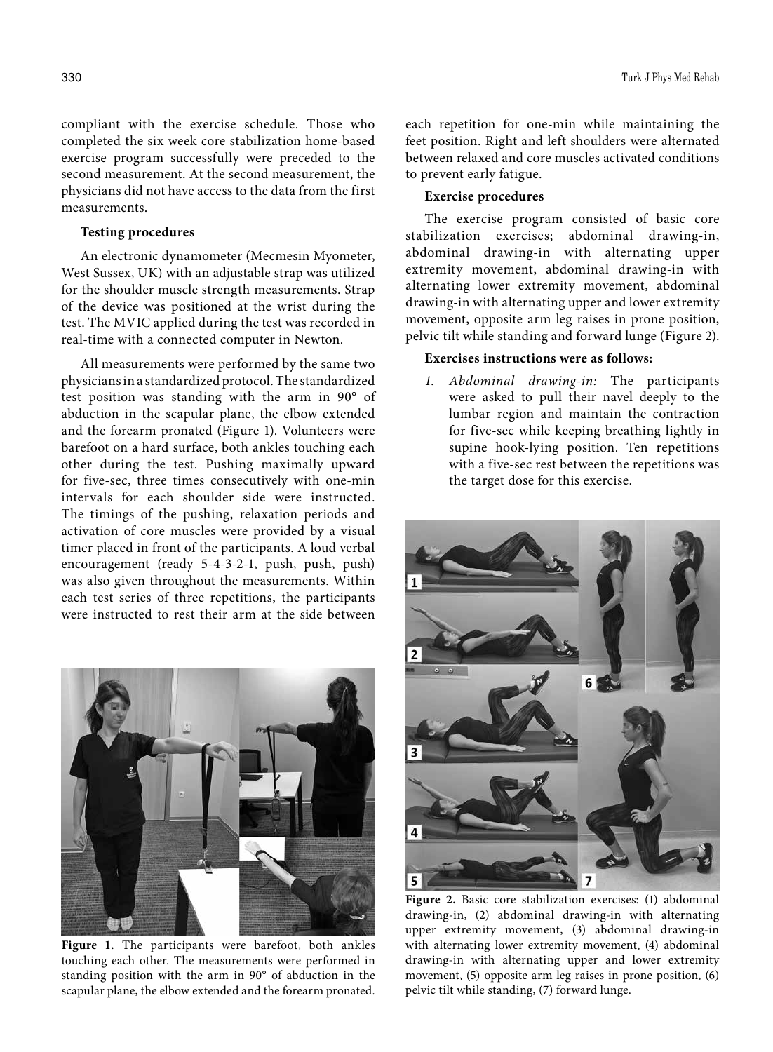compliant with the exercise schedule. Those who completed the six week core stabilization home-based exercise program successfully were preceded to the second measurement. At the second measurement, the physicians did not have access to the data from the first measurements.

**Testing procedures**

An electronic dynamometer (Mecmesin Myometer, West Sussex, UK) with an adjustable strap was utilized for the shoulder muscle strength measurements. Strap of the device was positioned at the wrist during the test. The MVIC applied during the test was recorded in real-time with a connected computer in Newton.

All measurements were performed by the same two physicians in a standardized protocol. The standardized test position was standing with the arm in 90° of abduction in the scapular plane, the elbow extended and the forearm pronated (Figure 1). Volunteers were barefoot on a hard surface, both ankles touching each other during the test. Pushing maximally upward for five-sec, three times consecutively with one-min intervals for each shoulder side were instructed. The timings of the pushing, relaxation periods and activation of core muscles were provided by a visual timer placed in front of the participants. A loud verbal encouragement (ready 5-4-3-2-1, push, push, push) was also given throughout the measurements. Within each test series of three repetitions, the participants were instructed to rest their arm at the side between each repetition for one-min while maintaining the feet position. Right and left shoulders were alternated between relaxed and core muscles activated conditions to prevent early fatigue.

**Figure 1.** The participants were barefoot, both ankles touching each other. The measurements were performed in standing position with the arm in 90° of abduction in the scapular plane, the elbow extended and the forearm pronated.

**Exercise procedures**

The exercise program consisted of basic core stabilization exercises; abdominal drawing-in, abdominal drawing-in with alternating upper extremity movement, abdominal drawing-in with alternating lower extremity movement, abdominal drawing-in with alternating upper and lower extremity movement, opposite arm leg raises in prone position, pelvic tilt while standing and forward lunge (Figure 2).

**Exercises instructions were as follows:**

1. *Abdominal drawing-in:* The participants were asked to pull their navel deeply to the lumbar region and maintain the contraction for five-sec while keeping breathing lightly in supine hook-lying position. Ten repetitions with a five-sec rest between the repetitions was the target dose for this exercise.

**Figure 2.** Basic core stabilization exercises: (1) abdominal drawing-in, (2) abdominal drawing-in with alternating upper extremity movement, (3) abdominal drawing-in with alternating lower extremity movement, (4) abdominal drawing-in with alternating upper and lower extremity movement, (5) opposite arm leg raises in prone position, (6) pelvic tilt while standing, (7) forward lunge.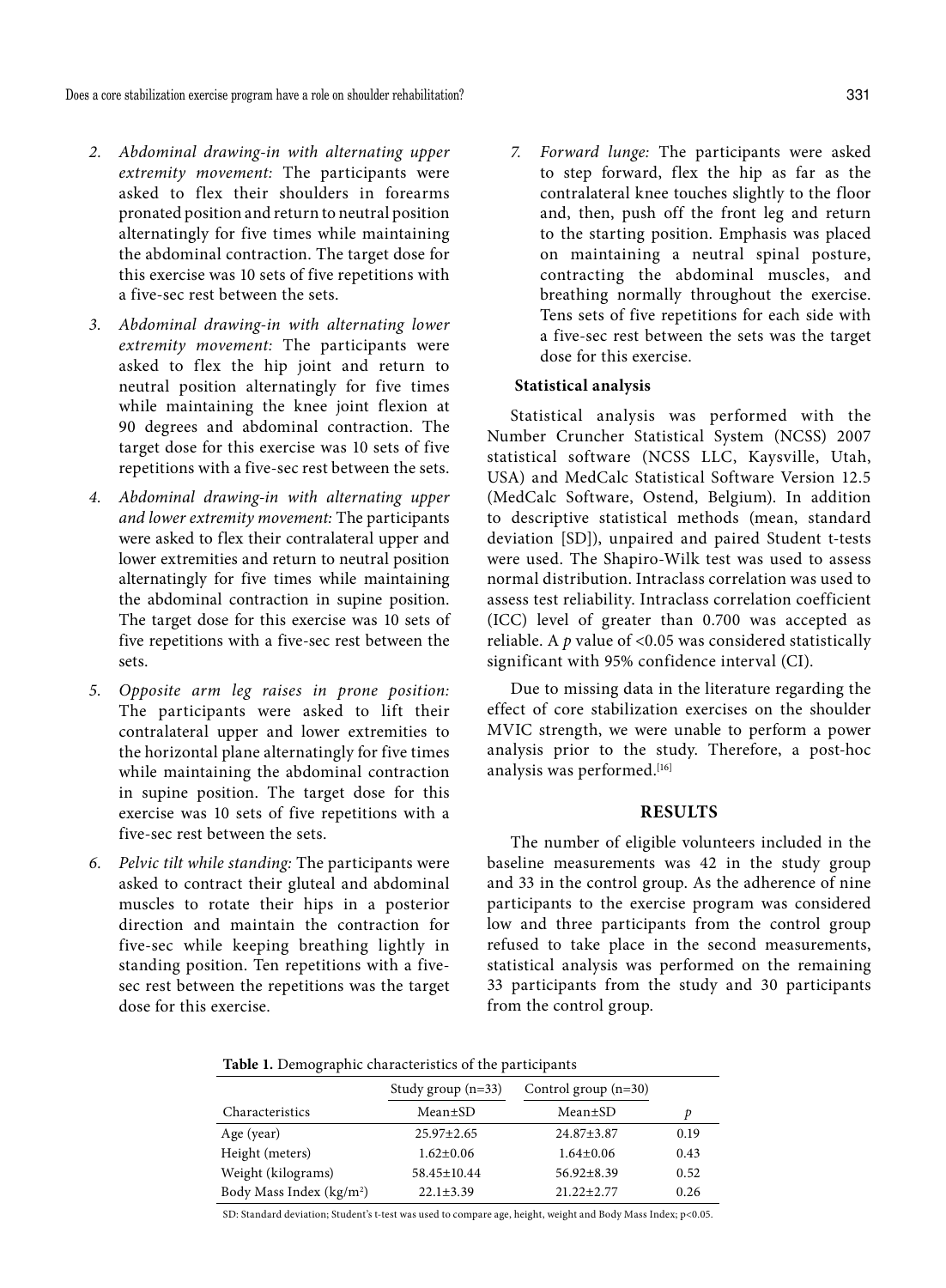2. *Abdominal drawing-in with alternating upper extremity movement:* The participants were asked to flex their shoulders in forearms pronated position and return to neutral position alternatingly for five times while maintaining the abdominal contraction. The target dose for this exercise was 10 sets of five repetitions with a five-sec rest between the sets.
3. *Abdominal drawing-in with alternating lower extremity movement:* The participants were asked to flex the hip joint and return to neutral position alternatingly for five times while maintaining the knee joint flexion at 90 degrees and abdominal contraction. The target dose for this exercise was 10 sets of five repetitions with a five-sec rest between the sets.
4. *Abdominal drawing-in with alternating upper and lower extremity movement:* The participants were asked to flex their contralateral upper and lower extremities and return to neutral position alternatingly for five times while maintaining the abdominal contraction in supine position. The target dose for this exercise was 10 sets of five repetitions with a five-sec rest between the sets.
5. *Opposite arm leg raises in prone position:* The participants were asked to lift their contralateral upper and lower extremities to the horizontal plane alternatingly for five times while maintaining the abdominal contraction in supine position. The target dose for this exercise was 10 sets of five repetitions with a five-sec rest between the sets.
6. *Pelvic tilt while standing:* The participants were asked to contract their gluteal and abdominal muscles to rotate their hips in a posterior direction and maintain the contraction for five-sec while keeping breathing lightly in standing position. Ten repetitions with a five-sec rest between the repetitions was the target dose for this exercise.
7. *Forward lunge:* The participants were asked to step forward, flex the hip as far as the contralateral knee touches slightly to the floor and, then, push off the front leg and return to the starting position. Emphasis was placed on maintaining a neutral spinal posture, contracting the abdominal muscles, and breathing normally throughout the exercise. Tens sets of five repetitions for each side with a five-sec rest between the sets was the target dose for this exercise.

### Statistical analysis

Statistical analysis was performed with the Number Cruncher Statistical System (NCSS) 2007 statistical software (NCSS LLC, Kaysville, Utah, USA) and MedCalc Statistical Software Version 12.5 (MedCalc Software, Ostend, Belgium). In addition to descriptive statistical methods (mean, standard deviation [SD]), unpaired and paired Student t-tests were used. The Shapiro-Wilk test was used to assess normal distribution. Intraclass correlation was used to assess test reliability. Intraclass correlation coefficient (ICC) level of greater than 0.700 was accepted as reliable. A $p$ value of <0.05 was considered statistically significant with 95% confidence interval (CI).

Due to missing data in the literature regarding the effect of core stabilization exercises on the shoulder MVIC strength, we were unable to perform a power analysis prior to the study. Therefore, a post-hoc analysis was performed.[16]

## RESULTS

The number of eligible volunteers included in the baseline measurements was 42 in the study group and 33 in the control group. As the adherence of nine participants to the exercise program was considered low and three participants from the control group refused to take place in the second measurements, statistical analysis was performed on the remaining 33 participants from the study and 30 participants from the control group.

**Table 1.** Demographic characteristics of the participants

| | Study group (n=33) | Control group (n=30) | |
|---|---|---|---|
| Characteristics | Mean±SD | Mean±SD | $p$ |
| Age (year) | 25.97±2.65 | 24.87±3.87 | 0.19 |
| Height (meters) | 1.62±0.06 | 1.64±0.06 | 0.43 |
| Weight (kilograms) | 58.45±10.44 | 56.92±8.39 | 0.52 |
| Body Mass Index (kg/m$^2$) | 22.1±3.39 | 21.22±2.77 | 0.26 |

SD: Standard deviation; Student's t-test was used to compare age, height, weight and Body Mass Index; p<0.05.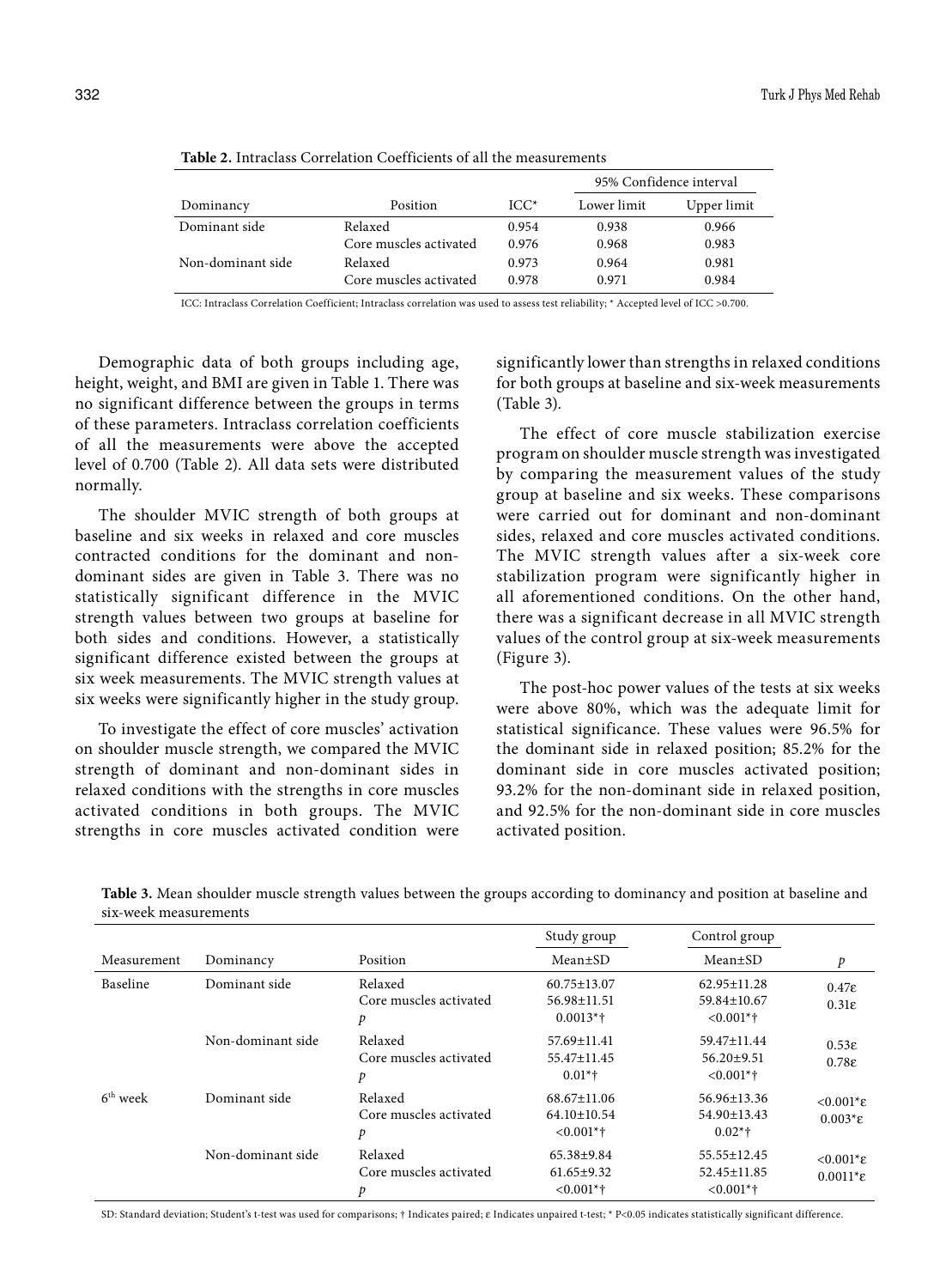**Table 2.** Intraclass Correlation Coefficients of all the measurements

| Dominancy | Position | ICC* | 95% Confidence interval | |
|---|---|---|---|---|
| | | | Lower limit | Upper limit |
| Dominant side | Relaxed | 0.954 | 0.938 | 0.966 |
| | Core muscles activated | 0.976 | 0.968 | 0.983 |
| Non-dominant side | Relaxed | 0.973 | 0.964 | 0.981 |
| | Core muscles activated | 0.978 | 0.971 | 0.984 |

ICC: Intraclass Correlation Coefficient; Intraclass correlation was used to assess test reliability; * Accepted level of ICC >0.700.

Demographic data of both groups including age, height, weight, and BMI are given in Table 1. There was no significant difference between the groups in terms of these parameters. Intraclass correlation coefficients of all the measurements were above the accepted level of 0.700 (Table 2). All data sets were distributed normally.

The shoulder MVIC strength of both groups at baseline and six weeks in relaxed and core muscles contracted conditions for the dominant and non-dominant sides are given in Table 3. There was no statistically significant difference in the MVIC strength values between two groups at baseline for both sides and conditions. However, a statistically significant difference existed between the groups at six week measurements. The MVIC strength values at six weeks were significantly higher in the study group.

To investigate the effect of core muscles' activation on shoulder muscle strength, we compared the MVIC strength of dominant and non-dominant sides in relaxed conditions with the strengths in core muscles activated conditions in both groups. The MVIC strengths in core muscles activated condition were significantly lower than strengths in relaxed conditions for both groups at baseline and six-week measurements (Table 3).

The effect of core muscle stabilization exercise program on shoulder muscle strength was investigated by comparing the measurement values of the study group at baseline and six weeks. These comparisons were carried out for dominant and non-dominant sides, relaxed and core muscles activated conditions. The MVIC strength values after a six-week core stabilization program were significantly higher in all aforementioned conditions. On the other hand, there was a significant decrease in all MVIC strength values of the control group at six-week measurements (Figure 3).

The post-hoc power values of the tests at six weeks were above 80%, which was the adequate limit for statistical significance. These values were 96.5% for the dominant side in relaxed position; 85.2% for the dominant side in core muscles activated position; 93.2% for the non-dominant side in relaxed position, and 92.5% for the non-dominant side in core muscles activated position.

**Table 3.** Mean shoulder muscle strength values between the groups according to dominancy and position at baseline and six-week measurements

| Measurement | Dominancy | Position | Study group | Control group | |
|---|---|---|---|---|---|
| | | | Mean±SD | Mean±SD | *p* |
| Baseline | Dominant side | Relaxed | 60.75±13.07 | 62.95±11.28 | 0.47ε |
| | | Core muscles activated | 56.98±11.51 | 59.84±10.67 | 0.31ε |
| | | *p* | 0.0013*† | <0.001*† | |
| | Non-dominant side | Relaxed | 57.69±11.41 | 59.47±11.44 | 0.53ε |
| | | Core muscles activated | 55.47±11.45 | 56.20±9.51 | 0.78ε |
| | | *p* | 0.01*† | <0.001*† | |
| 6th week | Dominant side | Relaxed | 68.67±11.06 | 56.96±13.36 | <0.001*ε |
| | | Core muscles activated | 64.10±10.54 | 54.90±13.43 | 0.003*ε |
| | | *p* | <0.001*† | 0.02*† | |
| | Non-dominant side | Relaxed | 65.38±9.84 | 55.55±12.45 | <0.001*ε |
| | | Core muscles activated | 61.65±9.32 | 52.45±11.85 | 0.0011*ε |
| | | *p* | <0.001*† | <0.001*† | |

SD: Standard deviation; Student's t-test was used for comparisons; † Indicates paired; ε Indicates unpaired t-test; * P<0.05 indicates statistically significant difference.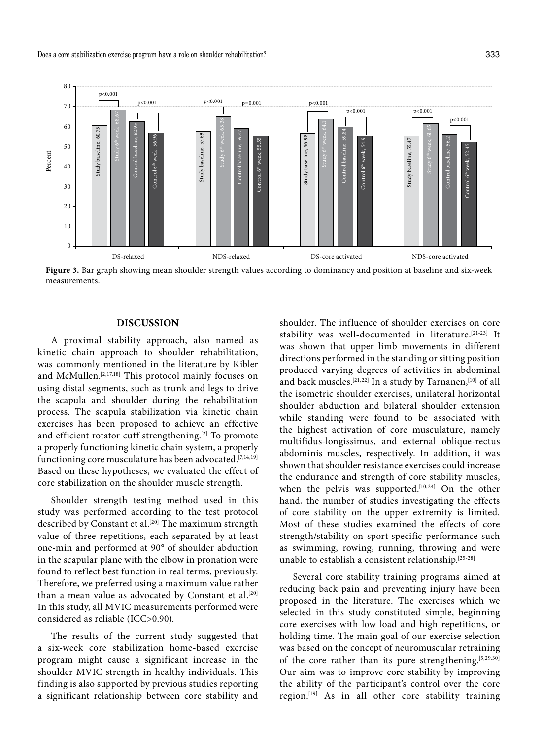**Figure 3.** Bar graph showing mean shoulder strength values according to dominancy and position at baseline and six-week measurements.

## DISCUSSION

A proximal stability approach, also named as kinetic chain approach to shoulder rehabilitation, was commonly mentioned in the literature by Kibler and McMullen.[2,17,18] This protocol mainly focuses on using distal segments, such as trunk and legs to drive the scapula and shoulder during the rehabilitation process. The scapula stabilization via kinetic chain exercises has been proposed to achieve an effective and efficient rotator cuff strengthening.[2] To promote a properly functioning kinetic chain system, a properly functioning core musculature has been advocated.[7,14,19] Based on these hypotheses, we evaluated the effect of core stabilization on the shoulder muscle strength.

Shoulder strength testing method used in this study was performed according to the test protocol described by Constant et al.[20] The maximum strength value of three repetitions, each separated by at least one-min and performed at 90° of shoulder abduction in the scapular plane with the elbow in pronation were found to reflect best function in real terms, previously. Therefore, we preferred using a maximum value rather than a mean value as advocated by Constant et al.[20] In this study, all MVIC measurements performed were considered as reliable (ICC>0.90).

The results of the current study suggested that a six-week core stabilization home-based exercise program might cause a significant increase in the shoulder MVIC strength in healthy individuals. This finding is also supported by previous studies reporting a significant relationship between core stability and shoulder. The influence of shoulder exercises on core stability was well-documented in literature.[21-23] It was shown that upper limb movements in different directions performed in the standing or sitting position produced varying degrees of activities in abdominal and back muscles.[21,22] In a study by Tarnanen,[10] of all the isometric shoulder exercises, unilateral horizontal shoulder abduction and bilateral shoulder extension while standing were found to be associated with the highest activation of core musculature, namely multifidus-longissimus, and external oblique-rectus abdominis muscles, respectively. In addition, it was shown that shoulder resistance exercises could increase the endurance and strength of core stability muscles, when the pelvis was supported.[10,24] On the other hand, the number of studies investigating the effects of core stability on the upper extremity is limited. Most of these studies examined the effects of core strength/stability on sport-specific performance such as swimming, rowing, running, throwing and were unable to establish a consistent relationship.[25-28]

Several core stability training programs aimed at reducing back pain and preventing injury have been proposed in the literature. The exercises which we selected in this study constituted simple, beginning core exercises with low load and high repetitions, or holding time. The main goal of our exercise selection was based on the concept of neuromuscular retraining of the core rather than its pure strengthening.[5,29,30] Our aim was to improve core stability by improving the ability of the participant's control over the core region.[19] As in all other core stability training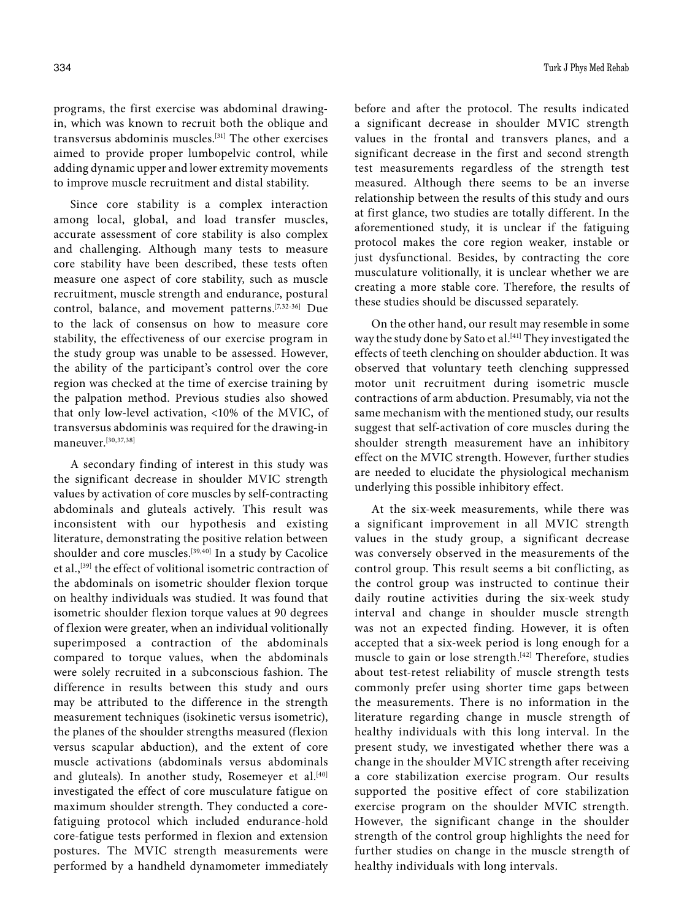programs, the first exercise was abdominal drawing-in, which was known to recruit both the oblique and transversus abdominis muscles.[31] The other exercises aimed to provide proper lumbopelvic control, while adding dynamic upper and lower extremity movements to improve muscle recruitment and distal stability.

Since core stability is a complex interaction among local, global, and load transfer muscles, accurate assessment of core stability is also complex and challenging. Although many tests to measure core stability have been described, these tests often measure one aspect of core stability, such as muscle recruitment, muscle strength and endurance, postural control, balance, and movement patterns.[7,32-36] Due to the lack of consensus on how to measure core stability, the effectiveness of our exercise program in the study group was unable to be assessed. However, the ability of the participant's control over the core region was checked at the time of exercise training by the palpation method. Previous studies also showed that only low-level activation, <10% of the MVIC, of transversus abdominis was required for the drawing-in maneuver.[30,37,38]

A secondary finding of interest in this study was the significant decrease in shoulder MVIC strength values by activation of core muscles by self-contracting abdominals and gluteals actively. This result was inconsistent with our hypothesis and existing literature, demonstrating the positive relation between shoulder and core muscles.[39,40] In a study by Cacolice et al.,[39] the effect of volitional isometric contraction of the abdominals on isometric shoulder flexion torque on healthy individuals was studied. It was found that isometric shoulder flexion torque values at 90 degrees of flexion were greater, when an individual volitionally superimposed a contraction of the abdominals compared to torque values, when the abdominals were solely recruited in a subconscious fashion. The difference in results between this study and ours may be attributed to the difference in the strength measurement techniques (isokinetic versus isometric), the planes of the shoulder strengths measured (flexion versus scapular abduction), and the extent of core muscle activations (abdominals versus abdominals and gluteals). In another study, Rosemeyer et al.[40] investigated the effect of core musculature fatigue on maximum shoulder strength. They conducted a core-fatiguing protocol which included endurance-hold core-fatigue tests performed in flexion and extension postures. The MVIC strength measurements were performed by a handheld dynamometer immediately before and after the protocol. The results indicated a significant decrease in shoulder MVIC strength values in the frontal and transvers planes, and a significant decrease in the first and second strength test measurements regardless of the strength test measured. Although there seems to be an inverse relationship between the results of this study and ours at first glance, two studies are totally different. In the aforementioned study, it is unclear if the fatiguing protocol makes the core region weaker, instable or just dysfunctional. Besides, by contracting the core musculature volitionally, it is unclear whether we are creating a more stable core. Therefore, the results of these studies should be discussed separately.

On the other hand, our result may resemble in some way the study done by Sato et al.[41] They investigated the effects of teeth clenching on shoulder abduction. It was observed that voluntary teeth clenching suppressed motor unit recruitment during isometric muscle contractions of arm abduction. Presumably, via not the same mechanism with the mentioned study, our results suggest that self-activation of core muscles during the shoulder strength measurement have an inhibitory effect on the MVIC strength. However, further studies are needed to elucidate the physiological mechanism underlying this possible inhibitory effect.

At the six-week measurements, while there was a significant improvement in all MVIC strength values in the study group, a significant decrease was conversely observed in the measurements of the control group. This result seems a bit conflicting, as the control group was instructed to continue their daily routine activities during the six-week study interval and change in shoulder muscle strength was not an expected finding. However, it is often accepted that a six-week period is long enough for a muscle to gain or lose strength.[42] Therefore, studies about test-retest reliability of muscle strength tests commonly prefer using shorter time gaps between the measurements. There is no information in the literature regarding change in muscle strength of healthy individuals with this long interval. In the present study, we investigated whether there was a change in the shoulder MVIC strength after receiving a core stabilization exercise program. Our results supported the positive effect of core stabilization exercise program on the shoulder MVIC strength. However, the significant change in the shoulder strength of the control group highlights the need for further studies on change in the muscle strength of healthy individuals with long intervals.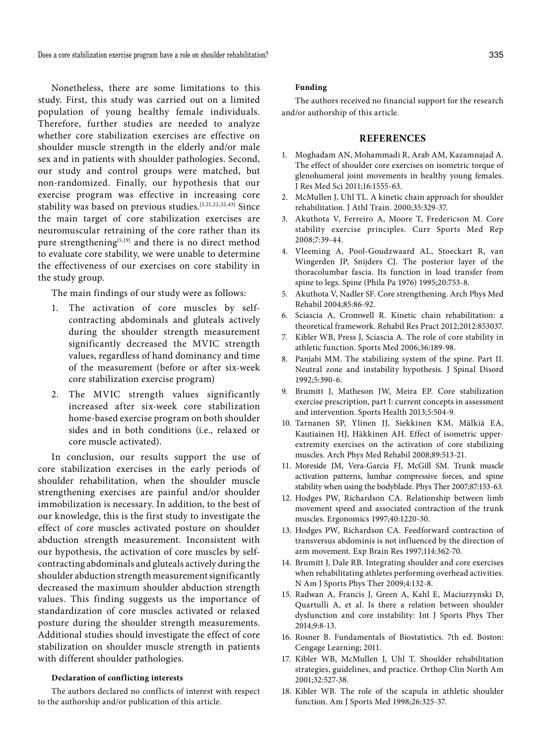Nonetheless, there are some limitations to this study. First, this study was carried out on a limited population of young healthy female individuals. Therefore, further studies are needed to analyze whether core stabilization exercises are effective on shoulder muscle strength in the elderly and/or male sex and in patients with shoulder pathologies. Second, our study and control groups were matched, but non-randomized. Finally, our hypothesis that our exercise program was effective in increasing core stability was based on previous studies.[3,21,22,32,43] Since the main target of core stabilization exercises are neuromuscular retraining of the core rather than its pure strengthening[5,19] and there is no direct method to evaluate core stability, we were unable to determine the effectiveness of our exercises on core stability in the study group.

The main findings of our study were as follows:

1. The activation of core muscles by self-contracting abdominals and gluteals actively during the shoulder strength measurement significantly decreased the MVIC strength values, regardless of hand dominancy and time of the measurement (before or after six-week core stabilization exercise program)
2. The MVIC strength values significantly increased after six-week core stabilization home-based exercise program on both shoulder sides and in both conditions (i.e., relaxed or core muscle activated).

In conclusion, our results support the use of core stabilization exercises in the early periods of shoulder rehabilitation, when the shoulder muscle strengthening exercises are painful and/or shoulder immobilization is necessary. In addition, to the best of our knowledge, this is the first study to investigate the effect of core muscles activated posture on shoulder abduction strength measurement. Inconsistent with our hypothesis, the activation of core muscles by self-contracting abdominals and gluteals actively during the shoulder abduction strength measurement significantly decreased the maximum shoulder abduction strength values. This finding suggests us the importance of standardization of core muscles activated or relaxed posture during the shoulder strength measurements. Additional studies should investigate the effect of core stabilization on shoulder muscle strength in patients with different shoulder pathologies.

#### Declaration of conflicting interests

The authors declared no conflicts of interest with respect to the authorship and/or publication of this article.

#### Funding

The authors received no financial support for the research and/or authorship of this article.

## REFERENCES

1. Moghadam AN, Mohammadi R, Arab AM, Kazamnajad A. The effect of shoulder core exercises on isometric torque of glenohumeral joint movements in healthy young females. J Res Med Sci 2011;16:1555-63.
2. McMullen J, Uhl TL. A kinetic chain approach for shoulder rehabilitation. J Athl Train. 2000;35:329-37.
3. Akuthota V, Ferreiro A, Moore T, Fredericson M. Core stability exercise principles. Curr Sports Med Rep 2008;7:39-44.
4. Vleeming A, Pool-Goudzwaard AL, Stoeckart R, van Wingerden JP, Snijders CJ. The posterior layer of the thoracolumbar fascia. Its function in load transfer from spine to legs. Spine (Phila Pa 1976) 1995;20:753-8.
5. Akuthota V, Nadler SF. Core strengthening. Arch Phys Med Rehabil 2004;85:86-92.
6. Sciascia A, Cromwell R. Kinetic chain rehabilitation: a theoretical framework. Rehabil Res Pract 2012;2012:853037.
7. Kibler WB, Press J, Sciascia A. The role of core stability in athletic function. Sports Med 2006;36:189-98.
8. Panjabi MM. The stabilizing system of the spine. Part II. Neutral zone and instability hypothesis. J Spinal Disord 1992;5:390-6.
9. Brumitt J, Matheson JW, Meira EP. Core stabilization exercise prescription, part I: current concepts in assessment and intervention. Sports Health 2013;5:504-9.
10. Tarnanen SP, Ylinen JJ, Siekkinen KM, Mälkiä EA, Kautiainen HJ, Häkkinen AH. Effect of isometric upper-extremity exercises on the activation of core stabilizing muscles. Arch Phys Med Rehabil 2008;89:513-21.
11. Moreside JM, Vera-Garcia FJ, McGill SM. Trunk muscle activation patterns, lumbar compressive forces, and spine stability when using the bodyblade. Phys Ther 2007;87:153-63.
12. Hodges PW, Richardson CA. Relationship between limb movement speed and associated contraction of the trunk muscles. Ergonomics 1997;40:1220-30.
13. Hodges PW, Richardson CA. Feedforward contraction of transversus abdominis is not influenced by the direction of arm movement. Exp Brain Res 1997;114:362-70.
14. Brumitt J, Dale RB. Integrating shoulder and core exercises when rehabilitating athletes performing overhead activities. N Am J Sports Phys Ther 2009;4:132-8.
15. Radwan A, Francis J, Green A, Kahl E, Maciurzynski D, Quartulli A, et al. Is there a relation between shoulder dysfunction and core instability: Int J Sports Phys Ther 2014;9:8-13.
16. Rosner B. Fundamentals of Biostatistics. 7th ed. Boston: Cengage Learning; 2011.
17. Kibler WB, McMullen J, Uhl T. Shoulder rehabilitation strategies, guidelines, and practice. Orthop Clin North Am 2001;32:527-38.
18. Kibler WB. The role of the scapula in athletic shoulder function. Am J Sports Med 1998;26:325-37.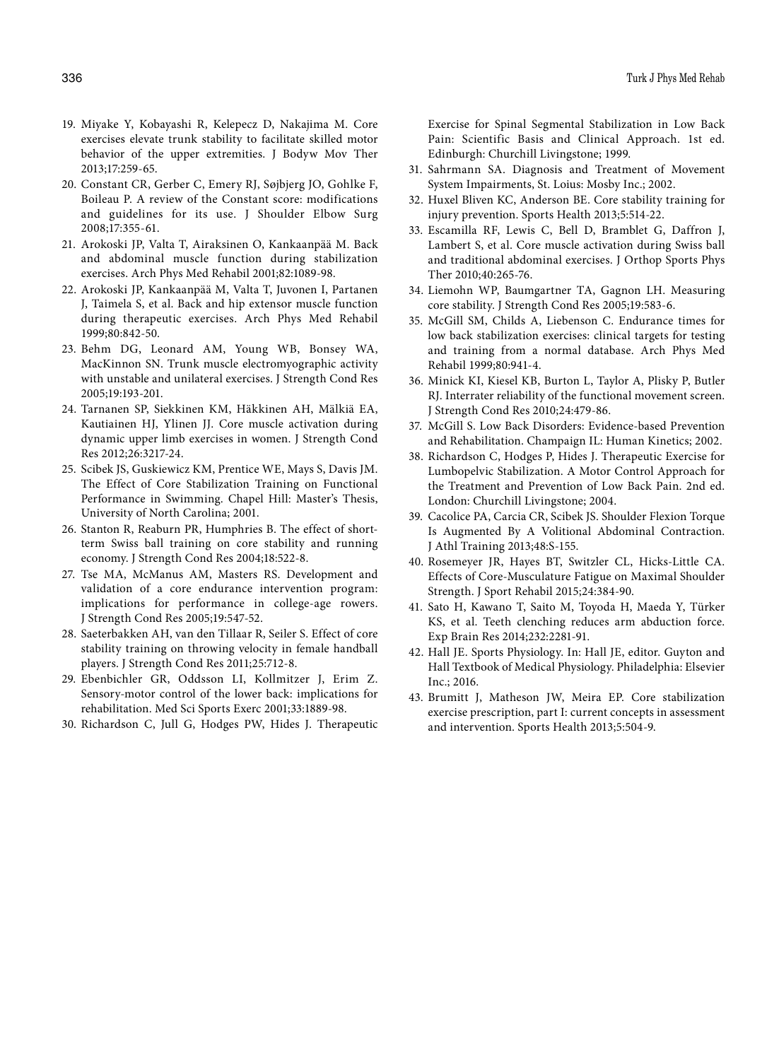19. Miyake Y, Kobayashi R, Kelepecz D, Nakajima M. Core exercises elevate trunk stability to facilitate skilled motor behavior of the upper extremities. J Bodyw Mov Ther 2013;17:259-65.
20. Constant CR, Gerber C, Emery RJ, Søjbjerg JO, Gohlke F, Boileau P. A review of the Constant score: modifications and guidelines for its use. J Shoulder Elbow Surg 2008;17:355-61.
21. Arokoski JP, Valta T, Airaksinen O, Kankaanpää M. Back and abdominal muscle function during stabilization exercises. Arch Phys Med Rehabil 2001;82:1089-98.
22. Arokoski JP, Kankaanpää M, Valta T, Juvonen I, Partanen J, Taimela S, et al. Back and hip extensor muscle function during therapeutic exercises. Arch Phys Med Rehabil 1999;80:842-50.
23. Behm DG, Leonard AM, Young WB, Bonsey WA, MacKinnon SN. Trunk muscle electromyographic activity with unstable and unilateral exercises. J Strength Cond Res 2005;19:193-201.
24. Tarnanen SP, Siekkinen KM, Häkkinen AH, Mälkiä EA, Kautiainen HJ, Ylinen JJ. Core muscle activation during dynamic upper limb exercises in women. J Strength Cond Res 2012;26:3217-24.
25. Scibek JS, Guskiewicz KM, Prentice WE, Mays S, Davis JM. The Effect of Core Stabilization Training on Functional Performance in Swimming. Chapel Hill: Master's Thesis, University of North Carolina; 2001.
26. Stanton R, Reaburn PR, Humphries B. The effect of short-term Swiss ball training on core stability and running economy. J Strength Cond Res 2004;18:522-8.
27. Tse MA, McManus AM, Masters RS. Development and validation of a core endurance intervention program: implications for performance in college-age rowers. J Strength Cond Res 2005;19:547-52.
28. Saeterbakken AH, van den Tillaar R, Seiler S. Effect of core stability training on throwing velocity in female handball players. J Strength Cond Res 2011;25:712-8.
29. Ebenbichler GR, Oddsson LI, Kollmitzer J, Erim Z. Sensory-motor control of the lower back: implications for rehabilitation. Med Sci Sports Exerc 2001;33:1889-98.
30. Richardson C, Jull G, Hodges PW, Hides J. Therapeutic Exercise for Spinal Segmental Stabilization in Low Back Pain: Scientific Basis and Clinical Approach. 1st ed. Edinburgh: Churchill Livingstone; 1999.
31. Sahrmann SA. Diagnosis and Treatment of Movement System Impairments, St. Loius: Mosby Inc.; 2002.
32. Huxel Bliven KC, Anderson BE. Core stability training for injury prevention. Sports Health 2013;5:514-22.
33. Escamilla RF, Lewis C, Bell D, Bramblet G, Daffron J, Lambert S, et al. Core muscle activation during Swiss ball and traditional abdominal exercises. J Orthop Sports Phys Ther 2010;40:265-76.
34. Liemohn WP, Baumgartner TA, Gagnon LH. Measuring core stability. J Strength Cond Res 2005;19:583-6.
35. McGill SM, Childs A, Liebenson C. Endurance times for low back stabilization exercises: clinical targets for testing and training from a normal database. Arch Phys Med Rehabil 1999;80:941-4.
36. Minick KI, Kiesel KB, Burton L, Taylor A, Plisky P, Butler RJ. Interrater reliability of the functional movement screen. J Strength Cond Res 2010;24:479-86.
37. McGill S. Low Back Disorders: Evidence-based Prevention and Rehabilitation. Champaign IL: Human Kinetics; 2002.
38. Richardson C, Hodges P, Hides J. Therapeutic Exercise for Lumbopelvic Stabilization. A Motor Control Approach for the Treatment and Prevention of Low Back Pain. 2nd ed. London: Churchill Livingstone; 2004.
39. Cacolice PA, Carcia CR, Scibek JS. Shoulder Flexion Torque Is Augmented By A Volitional Abdominal Contraction. J Athl Training 2013;48:S-155.
40. Rosemeyer JR, Hayes BT, Switzler CL, Hicks-Little CA. Effects of Core-Musculature Fatigue on Maximal Shoulder Strength. J Sport Rehabil 2015;24:384-90.
41. Sato H, Kawano T, Saito M, Toyoda H, Maeda Y, Türker KS, et al. Teeth clenching reduces arm abduction force. Exp Brain Res 2014;232:2281-91.
42. Hall JE. Sports Physiology. In: Hall JE, editor. Guyton and Hall Textbook of Medical Physiology. Philadelphia: Elsevier Inc.; 2016.
43. Brumitt J, Matheson JW, Meira EP. Core stabilization exercise prescription, part I: current concepts in assessment and intervention. Sports Health 2013;5:504-9.